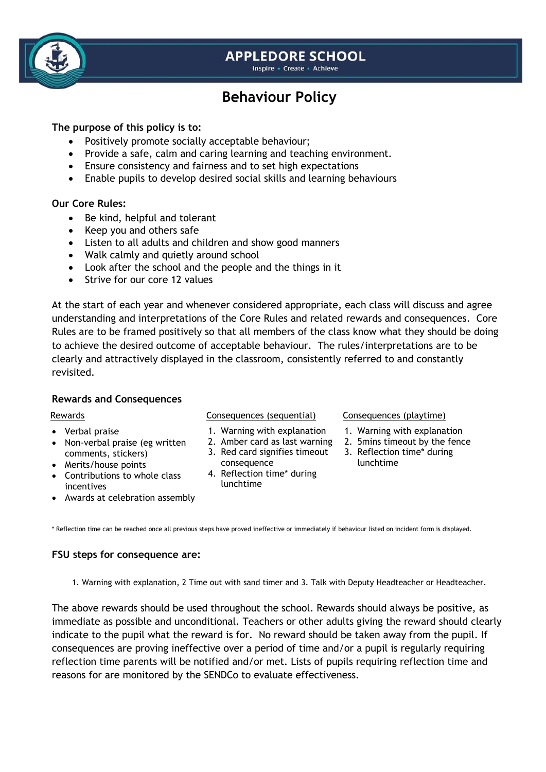# APPLEDORE SCHOOL

Inspire • Create • Achieve

## Behaviour Policy

**The purpose of this policy is to:**

- Positively promote socially acceptable behaviour;
- Provide a safe, calm and caring learning and teaching environment.
- Ensure consistency and fairness and to set high expectations
- Enable pupils to develop desired social skills and learning behaviours

**Our Core Rules:**

- Be kind, helpful and tolerant
- Keep you and others safe
- Listen to all adults and children and show good manners
- Walk calmly and quietly around school
- Look after the school and the people and the things in it
- Strive for our core 12 values

At the start of each year and whenever considered appropriate, each class will discuss and agree understanding and interpretations of the Core Rules and related rewards and consequences. Core Rules are to be framed positively so that all members of the class know what they should be doing to achieve the desired outcome of acceptable behaviour. The rules/interpretations are to be clearly and attractively displayed in the classroom, consistently referred to and constantly revisited.

### Rewards and Consequences

Rewards

- Verbal praise
- Non-verbal praise (eg written comments, stickers)
- Merits/house points
- Contributions to whole class incentives
- Awards at celebration assembly

Consequences (sequential)

1. Warning with explanation
2. Amber card as last warning
3. Red card signifies timeout consequence
4. Reflection time* during lunchtime

Consequences (playtime)

1. Warning with explanation
2. 5mins timeout by the fence
3. Reflection time* during lunchtime

\* Reflection time can be reached once all previous steps have proved ineffective or immediately if behaviour listed on incident form is displayed.

**FSU steps for consequence are:**

1. Warning with explanation, 2 Time out with sand timer and 3. Talk with Deputy Headteacher or Headteacher.

The above rewards should be used throughout the school. Rewards should always be positive, as immediate as possible and unconditional. Teachers or other adults giving the reward should clearly indicate to the pupil what the reward is for. No reward should be taken away from the pupil. If consequences are proving ineffective over a period of time and/or a pupil is regularly requiring reflection time parents will be notified and/or met. Lists of pupils requiring reflection time and reasons for are monitored by the SENDCo to evaluate effectiveness.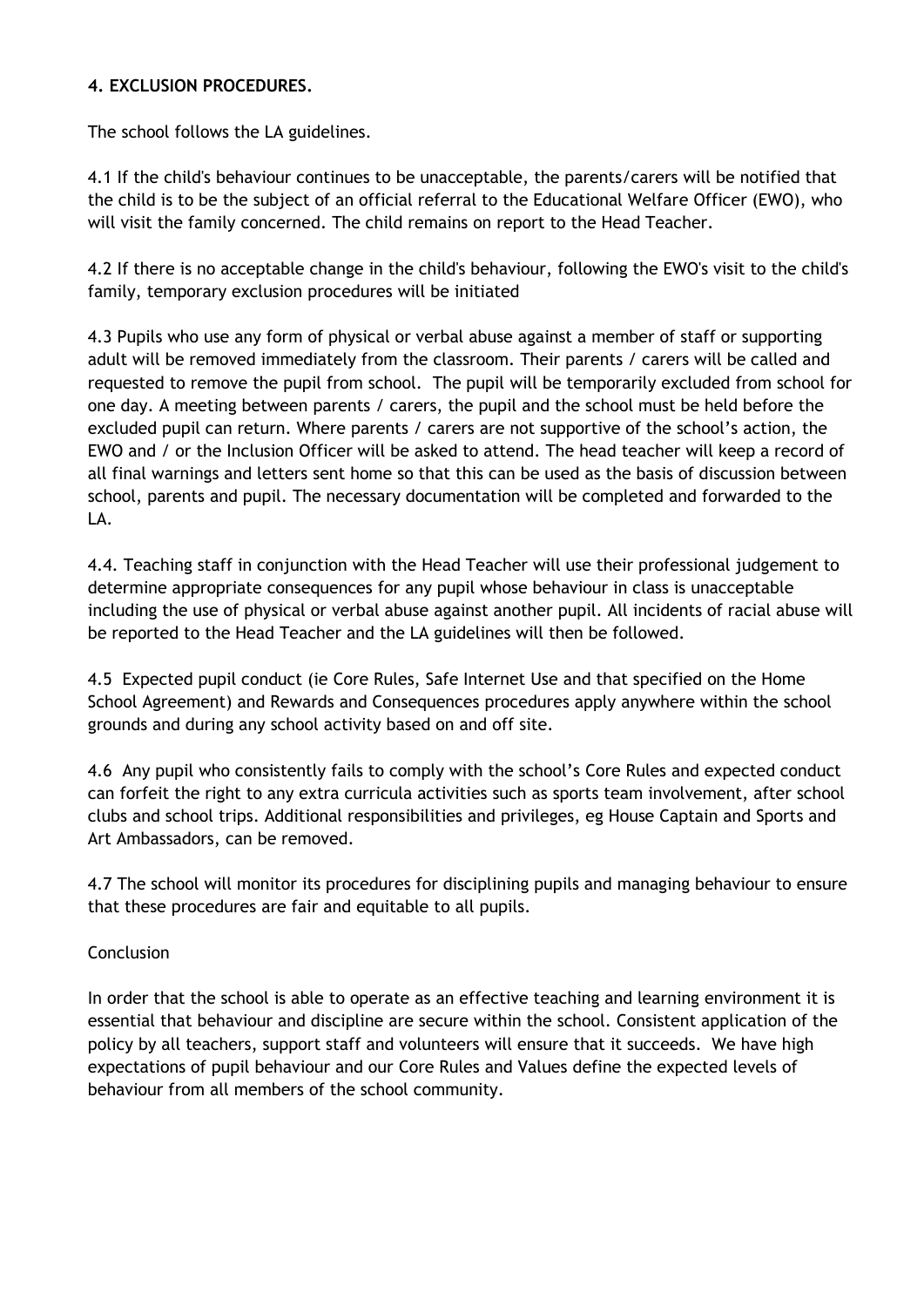## 4. EXCLUSION PROCEDURES.

The school follows the LA guidelines.

4.1 If the child's behaviour continues to be unacceptable, the parents/carers will be notified that the child is to be the subject of an official referral to the Educational Welfare Officer (EWO), who will visit the family concerned. The child remains on report to the Head Teacher.

4.2 If there is no acceptable change in the child's behaviour, following the EWO's visit to the child's family, temporary exclusion procedures will be initiated

4.3 Pupils who use any form of physical or verbal abuse against a member of staff or supporting adult will be removed immediately from the classroom. Their parents / carers will be called and requested to remove the pupil from school. The pupil will be temporarily excluded from school for one day. A meeting between parents / carers, the pupil and the school must be held before the excluded pupil can return. Where parents / carers are not supportive of the school's action, the EWO and / or the Inclusion Officer will be asked to attend. The head teacher will keep a record of all final warnings and letters sent home so that this can be used as the basis of discussion between school, parents and pupil. The necessary documentation will be completed and forwarded to the LA.

4.4. Teaching staff in conjunction with the Head Teacher will use their professional judgement to determine appropriate consequences for any pupil whose behaviour in class is unacceptable including the use of physical or verbal abuse against another pupil. All incidents of racial abuse will be reported to the Head Teacher and the LA guidelines will then be followed.

4.5 Expected pupil conduct (ie Core Rules, Safe Internet Use and that specified on the Home School Agreement) and Rewards and Consequences procedures apply anywhere within the school grounds and during any school activity based on and off site.

4.6 Any pupil who consistently fails to comply with the school's Core Rules and expected conduct can forfeit the right to any extra curricula activities such as sports team involvement, after school clubs and school trips. Additional responsibilities and privileges, eg House Captain and Sports and Art Ambassadors, can be removed.

4.7 The school will monitor its procedures for disciplining pupils and managing behaviour to ensure that these procedures are fair and equitable to all pupils.

Conclusion

In order that the school is able to operate as an effective teaching and learning environment it is essential that behaviour and discipline are secure within the school. Consistent application of the policy by all teachers, support staff and volunteers will ensure that it succeeds. We have high expectations of pupil behaviour and our Core Rules and Values define the expected levels of behaviour from all members of the school community.